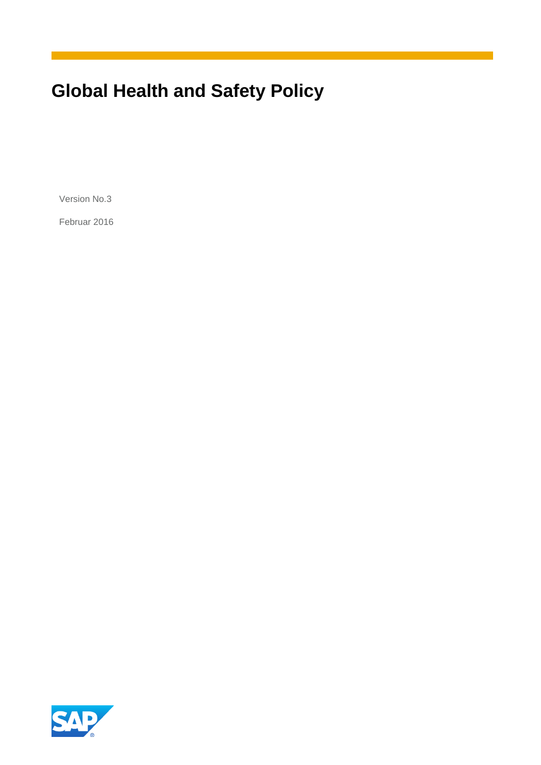# Global Health and Safety Policy

Version No.3

Februar 2016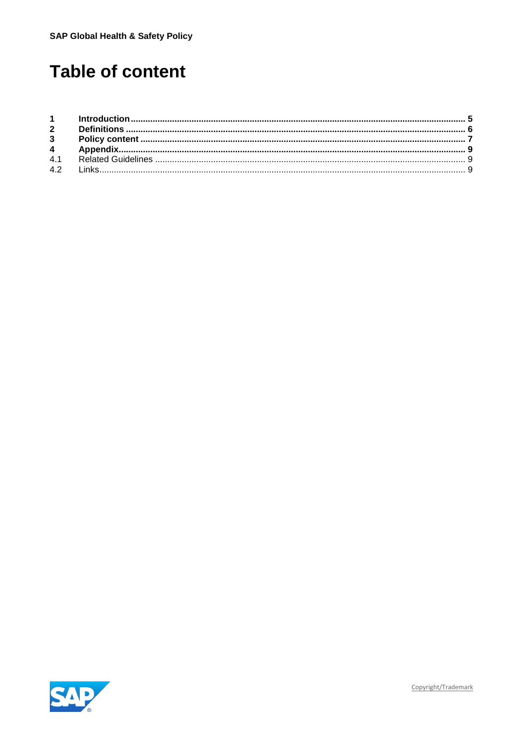# Table of content

| | | |
|---|---|---|
| **1** | **Introduction** | **5** |
| **2** | **Definitions** | **6** |
| **3** | **Policy content** | **7** |
| **4** | **Appendix** | **9** |
| 4.1 | Related Guidelines | 9 |
| 4.2 | Links | 9 |

Copyright/Trademark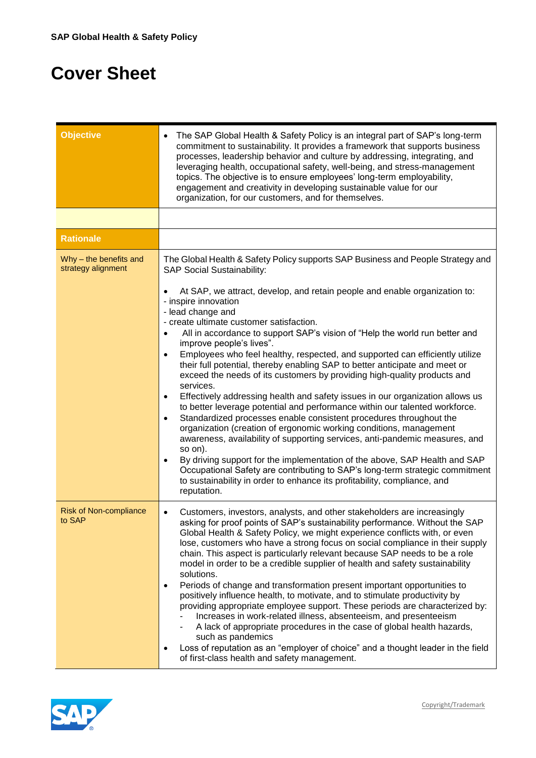# Cover Sheet

| Objective | • The SAP Global Health & Safety Policy is an integral part of SAP's long-term commitment to sustainability. It provides a framework that supports business processes, leadership behavior and culture by addressing, integrating, and leveraging health, occupational safety, well-being, and stress-management topics. The objective is to ensure employees' long-term employability, engagement and creativity in developing sustainable value for our organization, for our customers, and for themselves. |
|---|---|
| | |
| **Rationale** | |
| Why – the benefits and strategy alignment | The Global Health & Safety Policy supports SAP Business and People Strategy and SAP Social Sustainability:<br><br>• At SAP, we attract, develop, and retain people and enable organization to:<br>- inspire innovation<br>- lead change and<br>- create ultimate customer satisfaction.<br>• All in accordance to support SAP's vision of "Help the world run better and improve people's lives".<br>• Employees who feel healthy, respected, and supported can efficiently utilize their full potential, thereby enabling SAP to better anticipate and meet or exceed the needs of its customers by providing high-quality products and services.<br>• Effectively addressing health and safety issues in our organization allows us to better leverage potential and performance within our talented workforce.<br>• Standardized processes enable consistent procedures throughout the organization (creation of ergonomic working conditions, management awareness, availability of supporting services, anti-pandemic measures, and so on).<br>• By driving support for the implementation of the above, SAP Health and SAP Occupational Safety are contributing to SAP's long-term strategic commitment to sustainability in order to enhance its profitability, compliance, and reputation. |
| Risk of Non-compliance to SAP | • Customers, investors, analysts, and other stakeholders are increasingly asking for proof points of SAP's sustainability performance. Without the SAP Global Health & Safety Policy, we might experience conflicts with, or even lose, customers who have a strong focus on social compliance in their supply chain. This aspect is particularly relevant because SAP needs to be a role model in order to be a credible supplier of health and safety sustainability solutions.<br>• Periods of change and transformation present important opportunities to positively influence health, to motivate, and to stimulate productivity by providing appropriate employee support. These periods are characterized by:<br>- Increases in work-related illness, absenteeism, and presenteeism<br>- A lack of appropriate procedures in the case of global health hazards, such as pandemics<br>• Loss of reputation as an "employer of choice" and a thought leader in the field of first-class health and safety management. |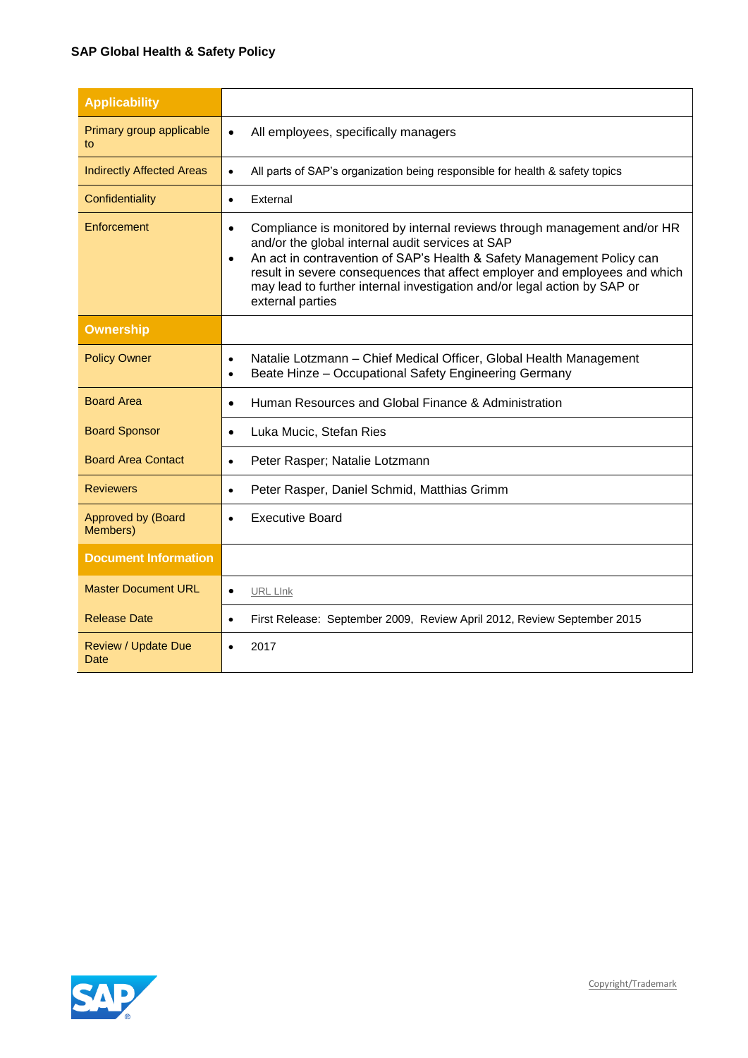**SAP Global Health & Safety Policy**

| **Applicability** | |
|---|---|
| Primary group applicable to | • All employees, specifically managers |
| Indirectly Affected Areas | • All parts of SAP's organization being responsible for health & safety topics |
| Confidentiality | • External |
| Enforcement | • Compliance is monitored by internal reviews through management and/or HR and/or the global internal audit services at SAP<br>• An act in contravention of SAP's Health & Safety Management Policy can result in severe consequences that affect employer and employees and which may lead to further internal investigation and/or legal action by SAP or external parties |
| **Ownership** | |
| Policy Owner | • Natalie Lotzmann – Chief Medical Officer, Global Health Management<br>• Beate Hinze – Occupational Safety Engineering Germany |
| Board Area | • Human Resources and Global Finance & Administration |
| Board Sponsor | • Luka Mucic, Stefan Ries |
| Board Area Contact | • Peter Rasper; Natalie Lotzmann |
| Reviewers | • Peter Rasper, Daniel Schmid, Matthias Grimm |
| Approved by (Board Members) | • Executive Board |
| **Document Information** | |
| Master Document URL | • URL LInk |
| Release Date | • First Release: September 2009, Review April 2012, Review September 2015 |
| Review / Update Due Date | • 2017 |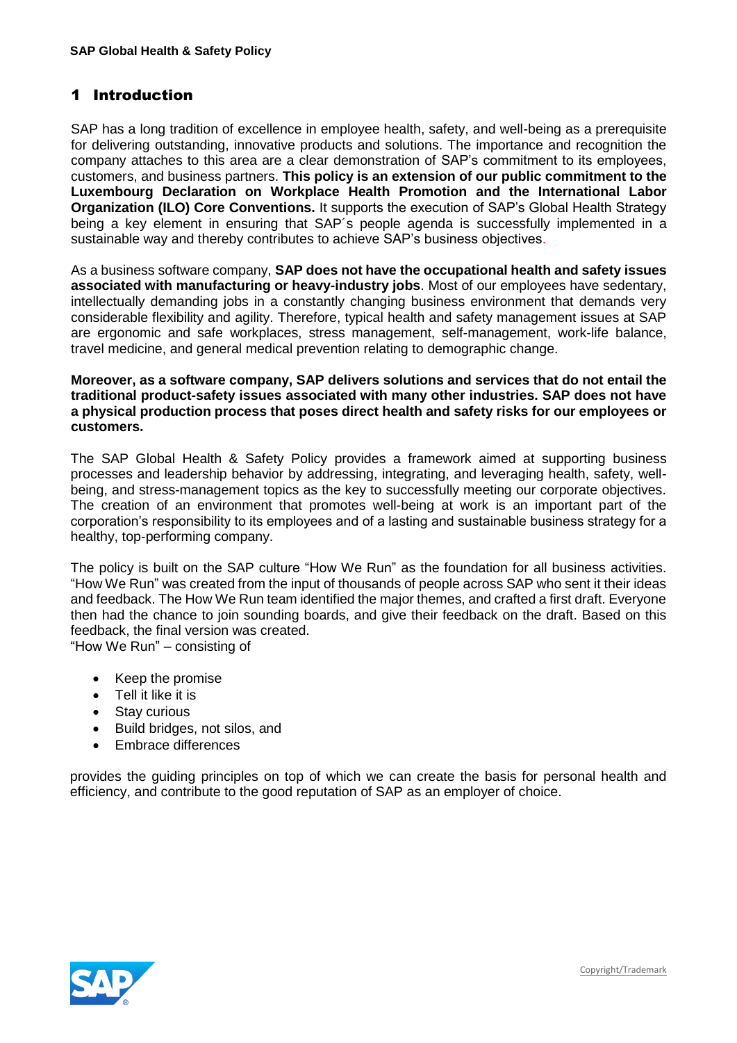# 1 Introduction

SAP has a long tradition of excellence in employee health, safety, and well-being as a prerequisite for delivering outstanding, innovative products and solutions. The importance and recognition the company attaches to this area are a clear demonstration of SAP's commitment to its employees, customers, and business partners. **This policy is an extension of our public commitment to the Luxembourg Declaration on Workplace Health Promotion and the International Labor Organization (ILO) Core Conventions.** It supports the execution of SAP's Global Health Strategy being a key element in ensuring that SAP´s people agenda is successfully implemented in a sustainable way and thereby contributes to achieve SAP's business objectives.

As a business software company, **SAP does not have the occupational health and safety issues associated with manufacturing or heavy-industry jobs**. Most of our employees have sedentary, intellectually demanding jobs in a constantly changing business environment that demands very considerable flexibility and agility. Therefore, typical health and safety management issues at SAP are ergonomic and safe workplaces, stress management, self-management, work-life balance, travel medicine, and general medical prevention relating to demographic change.

**Moreover, as a software company, SAP delivers solutions and services that do not entail the traditional product-safety issues associated with many other industries. SAP does not have a physical production process that poses direct health and safety risks for our employees or customers.**

The SAP Global Health & Safety Policy provides a framework aimed at supporting business processes and leadership behavior by addressing, integrating, and leveraging health, safety, well-being, and stress-management topics as the key to successfully meeting our corporate objectives. The creation of an environment that promotes well-being at work is an important part of the corporation's responsibility to its employees and of a lasting and sustainable business strategy for a healthy, top-performing company.

The policy is built on the SAP culture "How We Run" as the foundation for all business activities. "How We Run" was created from the input of thousands of people across SAP who sent it their ideas and feedback. The How We Run team identified the major themes, and crafted a first draft. Everyone then had the chance to join sounding boards, and give their feedback on the draft. Based on this feedback, the final version was created.
"How We Run" – consisting of

- Keep the promise
- Tell it like it is
- Stay curious
- Build bridges, not silos, and
- Embrace differences

provides the guiding principles on top of which we can create the basis for personal health and efficiency, and contribute to the good reputation of SAP as an employer of choice.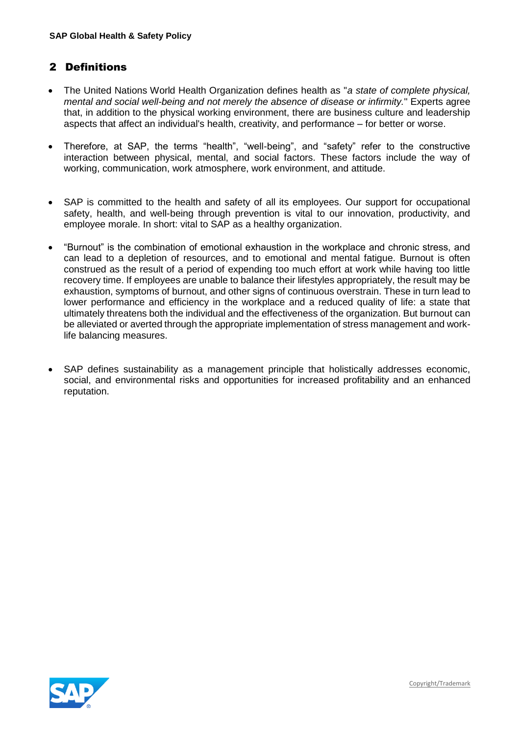## 2 Definitions

- The United Nations World Health Organization defines health as "*a state of complete physical, mental and social well-being and not merely the absence of disease or infirmity.*" Experts agree that, in addition to the physical working environment, there are business culture and leadership aspects that affect an individual's health, creativity, and performance – for better or worse.

- Therefore, at SAP, the terms "health", "well-being", and "safety" refer to the constructive interaction between physical, mental, and social factors. These factors include the way of working, communication, work atmosphere, work environment, and attitude.

- SAP is committed to the health and safety of all its employees. Our support for occupational safety, health, and well-being through prevention is vital to our innovation, productivity, and employee morale. In short: vital to SAP as a healthy organization.

- "Burnout" is the combination of emotional exhaustion in the workplace and chronic stress, and can lead to a depletion of resources, and to emotional and mental fatigue. Burnout is often construed as the result of a period of expending too much effort at work while having too little recovery time. If employees are unable to balance their lifestyles appropriately, the result may be exhaustion, symptoms of burnout, and other signs of continuous overstrain. These in turn lead to lower performance and efficiency in the workplace and a reduced quality of life: a state that ultimately threatens both the individual and the effectiveness of the organization. But burnout can be alleviated or averted through the appropriate implementation of stress management and work-life balancing measures.

- SAP defines sustainability as a management principle that holistically addresses economic, social, and environmental risks and opportunities for increased profitability and an enhanced reputation.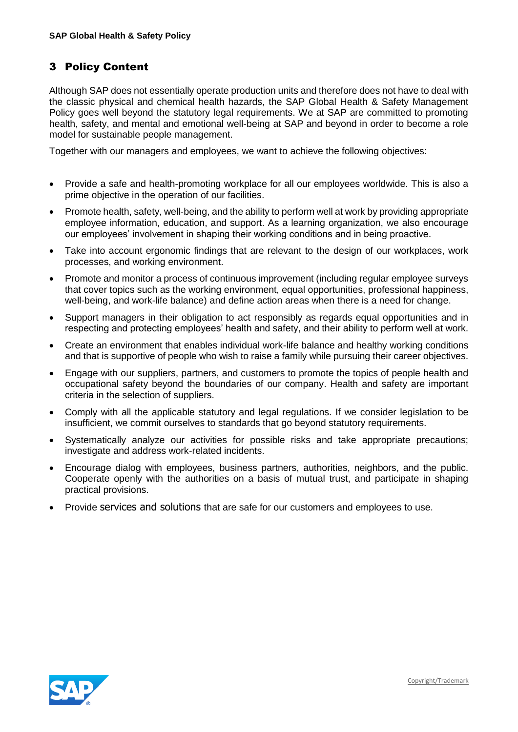## 3 Policy Content

Although SAP does not essentially operate production units and therefore does not have to deal with the classic physical and chemical health hazards, the SAP Global Health & Safety Management Policy goes well beyond the statutory legal requirements. We at SAP are committed to promoting health, safety, and mental and emotional well-being at SAP and beyond in order to become a role model for sustainable people management.

Together with our managers and employees, we want to achieve the following objectives:

- Provide a safe and health-promoting workplace for all our employees worldwide. This is also a prime objective in the operation of our facilities.
- Promote health, safety, well-being, and the ability to perform well at work by providing appropriate employee information, education, and support. As a learning organization, we also encourage our employees' involvement in shaping their working conditions and in being proactive.
- Take into account ergonomic findings that are relevant to the design of our workplaces, work processes, and working environment.
- Promote and monitor a process of continuous improvement (including regular employee surveys that cover topics such as the working environment, equal opportunities, professional happiness, well-being, and work-life balance) and define action areas when there is a need for change.
- Support managers in their obligation to act responsibly as regards equal opportunities and in respecting and protecting employees' health and safety, and their ability to perform well at work.
- Create an environment that enables individual work-life balance and healthy working conditions and that is supportive of people who wish to raise a family while pursuing their career objectives.
- Engage with our suppliers, partners, and customers to promote the topics of people health and occupational safety beyond the boundaries of our company. Health and safety are important criteria in the selection of suppliers.
- Comply with all the applicable statutory and legal regulations. If we consider legislation to be insufficient, we commit ourselves to standards that go beyond statutory requirements.
- Systematically analyze our activities for possible risks and take appropriate precautions; investigate and address work-related incidents.
- Encourage dialog with employees, business partners, authorities, neighbors, and the public. Cooperate openly with the authorities on a basis of mutual trust, and participate in shaping practical provisions.
- Provide services and solutions that are safe for our customers and employees to use.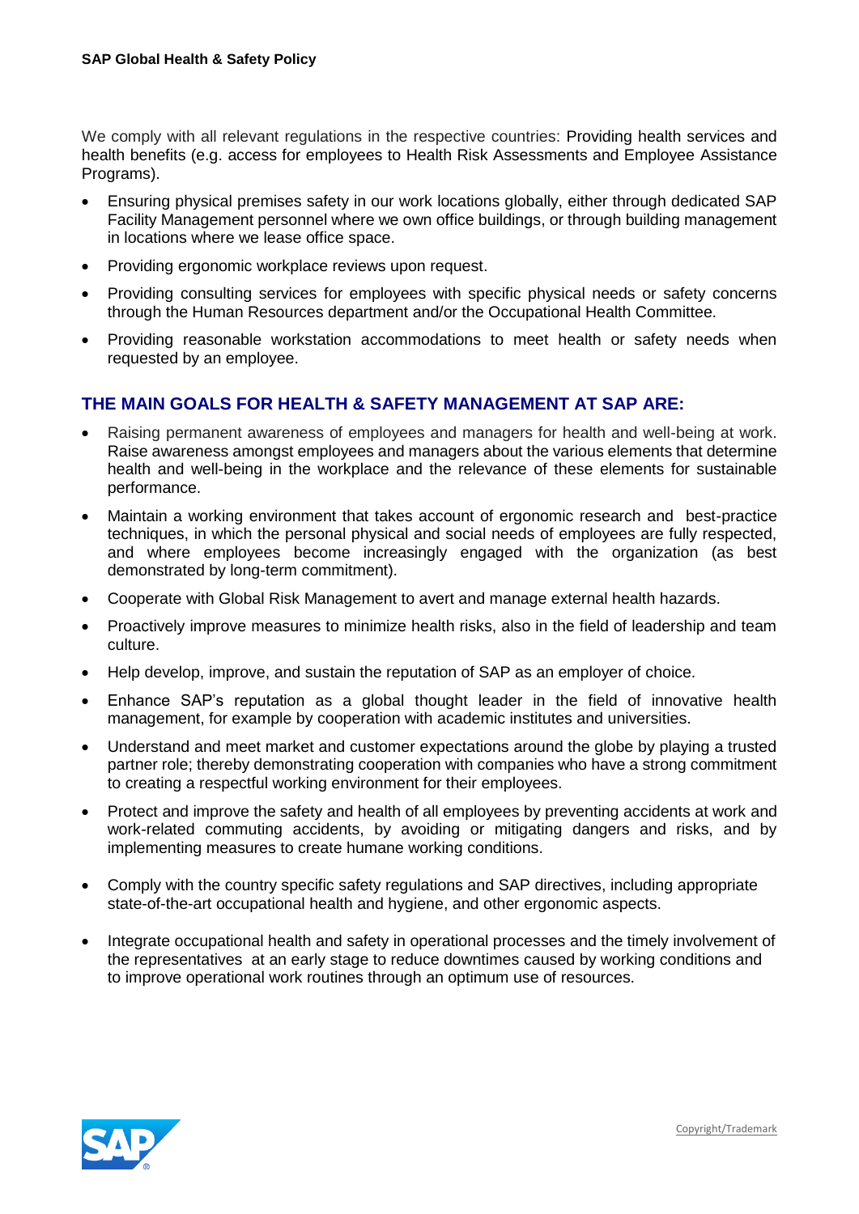We comply with all relevant regulations in the respective countries: Providing health services and health benefits (e.g. access for employees to Health Risk Assessments and Employee Assistance Programs).

- Ensuring physical premises safety in our work locations globally, either through dedicated SAP Facility Management personnel where we own office buildings, or through building management in locations where we lease office space.
- Providing ergonomic workplace reviews upon request.
- Providing consulting services for employees with specific physical needs or safety concerns through the Human Resources department and/or the Occupational Health Committee.
- Providing reasonable workstation accommodations to meet health or safety needs when requested by an employee.

## THE MAIN GOALS FOR HEALTH & SAFETY MANAGEMENT AT SAP ARE:

- Raising permanent awareness of employees and managers for health and well-being at work. Raise awareness amongst employees and managers about the various elements that determine health and well-being in the workplace and the relevance of these elements for sustainable performance.
- Maintain a working environment that takes account of ergonomic research and best-practice techniques, in which the personal physical and social needs of employees are fully respected, and where employees become increasingly engaged with the organization (as best demonstrated by long-term commitment).
- Cooperate with Global Risk Management to avert and manage external health hazards.
- Proactively improve measures to minimize health risks, also in the field of leadership and team culture.
- Help develop, improve, and sustain the reputation of SAP as an employer of choice.
- Enhance SAP's reputation as a global thought leader in the field of innovative health management, for example by cooperation with academic institutes and universities.
- Understand and meet market and customer expectations around the globe by playing a trusted partner role; thereby demonstrating cooperation with companies who have a strong commitment to creating a respectful working environment for their employees.
- Protect and improve the safety and health of all employees by preventing accidents at work and work-related commuting accidents, by avoiding or mitigating dangers and risks, and by implementing measures to create humane working conditions.
- Comply with the country specific safety regulations and SAP directives, including appropriate state-of-the-art occupational health and hygiene, and other ergonomic aspects.
- Integrate occupational health and safety in operational processes and the timely involvement of the representatives at an early stage to reduce downtimes caused by working conditions and to improve operational work routines through an optimum use of resources.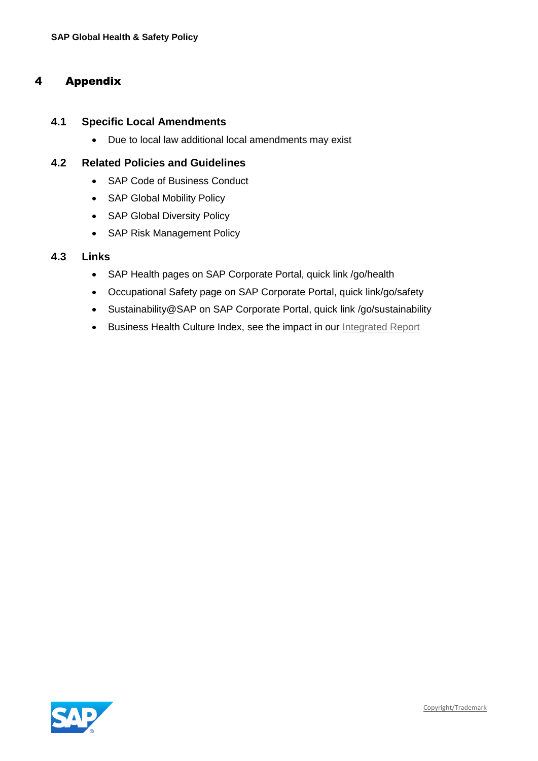# 4 Appendix

## 4.1 Specific Local Amendments

- Due to local law additional local amendments may exist

## 4.2 Related Policies and Guidelines

- SAP Code of Business Conduct
- SAP Global Mobility Policy
- SAP Global Diversity Policy
- SAP Risk Management Policy

## 4.3 Links

- SAP Health pages on SAP Corporate Portal, quick link /go/health
- Occupational Safety page on SAP Corporate Portal, quick link/go/safety
- Sustainability@SAP on SAP Corporate Portal, quick link /go/sustainability
- Business Health Culture Index, see the impact in our Integrated Report